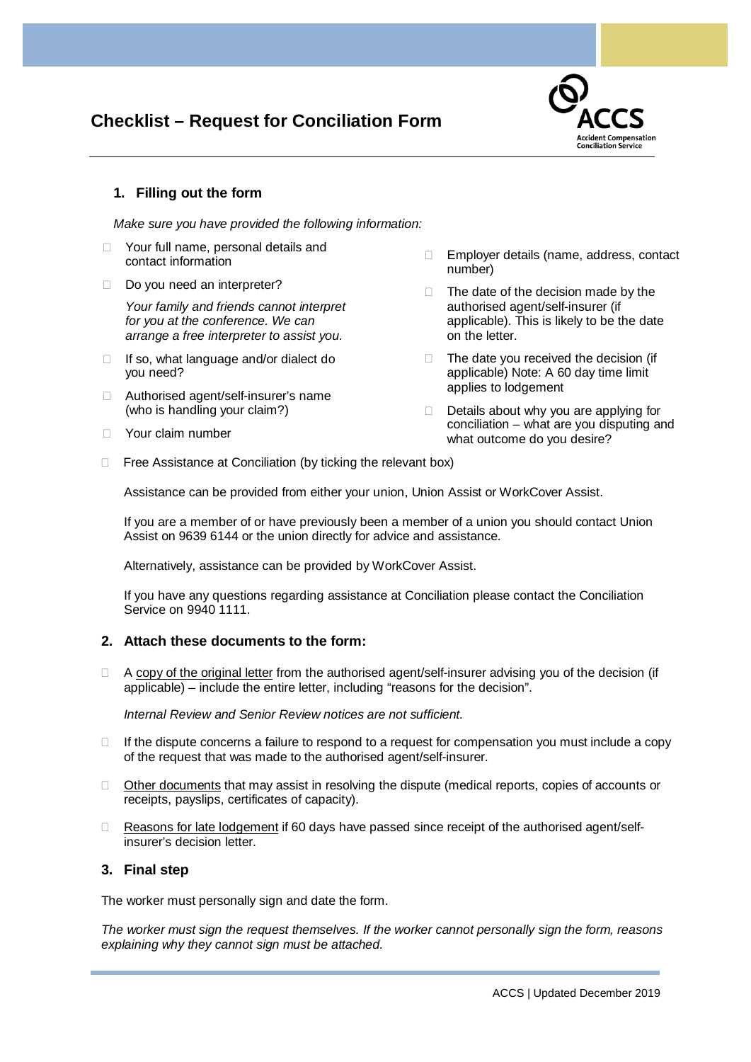# Checklist – Request for Conciliation Form

## 1. Filling out the form

*Make sure you have provided the following information:*

- ☐ Your full name, personal details and contact information
- ☐ Do you need an interpreter?

  *Your family and friends cannot interpret for you at the conference. We can arrange a free interpreter to assist you.*
- ☐ If so, what language and/or dialect do you need?
- ☐ Authorised agent/self-insurer's name (who is handling your claim?)
- ☐ Your claim number
- ☐ Employer details (name, address, contact number)
- ☐ The date of the decision made by the authorised agent/self-insurer (if applicable). This is likely to be the date on the letter.
- ☐ The date you received the decision (if applicable) Note: A 60 day time limit applies to lodgement
- ☐ Details about why you are applying for conciliation – what are you disputing and what outcome do you desire?
- ☐ Free Assistance at Conciliation (by ticking the relevant box)

  Assistance can be provided from either your union, Union Assist or WorkCover Assist.

  If you are a member of or have previously been a member of a union you should contact Union Assist on 9639 6144 or the union directly for advice and assistance.

  Alternatively, assistance can be provided by WorkCover Assist.

  If you have any questions regarding assistance at Conciliation please contact the Conciliation Service on 9940 1111.

## 2. Attach these documents to the form:

- ☐ A copy of the original letter from the authorised agent/self-insurer advising you of the decision (if applicable) – include the entire letter, including "reasons for the decision".

  *Internal Review and Senior Review notices are not sufficient.*
- ☐ If the dispute concerns a failure to respond to a request for compensation you must include a copy of the request that was made to the authorised agent/self-insurer.
- ☐ Other documents that may assist in resolving the dispute (medical reports, copies of accounts or receipts, payslips, certificates of capacity).
- ☐ Reasons for late lodgement if 60 days have passed since receipt of the authorised agent/self-insurer's decision letter.

## 3. Final step

The worker must personally sign and date the form.

*The worker must sign the request themselves. If the worker cannot personally sign the form, reasons explaining why they cannot sign must be attached.*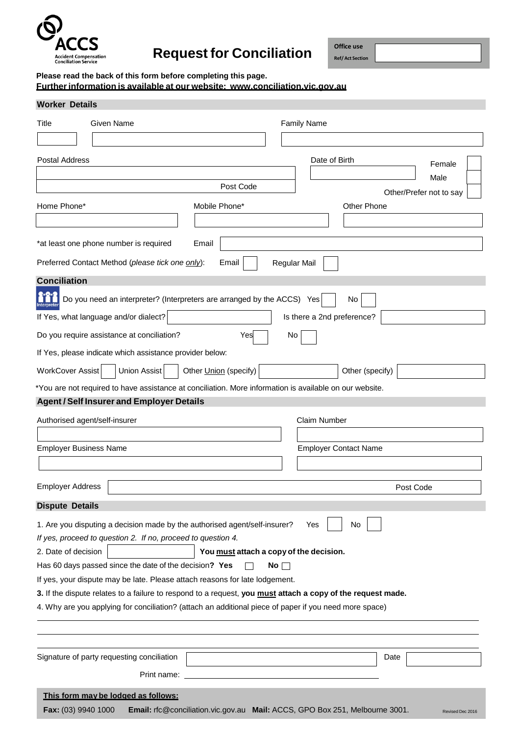ACCS
Accident Compensation Conciliation Service

# Request for Conciliation

Office use
Ref/ Act Section

**Please read the back of this form before completing this page.**
**Further information is available at our website: www.conciliation.vic.gov.au**

## Worker Details

Title

Given Name

Family Name

Postal Address

Post Code

Date of Birth

Female

Male

Other/Prefer not to say

Home Phone*

Mobile Phone*

Other Phone

*at least one phone number is required

Email

Preferred Contact Method (*please tick one only*): Email Regular Mail

## Conciliation

Interpreter

Do you need an interpreter? (Interpreters are arranged by the ACCS) Yes No

If Yes, what language and/or dialect?

Is there a 2nd preference?

Do you require assistance at conciliation? Yes No

If Yes, please indicate which assistance provider below:

WorkCover Assist Union Assist Other Union (specify) Other (specify)

*You are not required to have assistance at conciliation. More information is available on our website.

## Agent / Self Insurer and Employer Details

Authorised agent/self-insurer

Claim Number

Employer Business Name

Employer Contact Name

Employer Address

Post Code

## Dispute Details

1. Are you disputing a decision made by the authorised agent/self-insurer? Yes No

*If yes, proceed to question 2. If no, proceed to question 4.*

2. Date of decision **You must attach a copy of the decision.**

Has 60 days passed since the date of the decision? **Yes** **No**

If yes, your dispute may be late. Please attach reasons for late lodgement.

**3.** If the dispute relates to a failure to respond to a request, **you must attach a copy of the request made.**

4. Why are you applying for conciliation? (attach an additional piece of paper if you need more space)

Signature of party requesting conciliation

Date

Print name:

**This form may be lodged as follows:**

**Fax:** (03) 9940 1000 **Email:** rfc@conciliation.vic.gov.au **Mail:** ACCS, GPO Box 251, Melbourne 3001.

Revised Dec 2016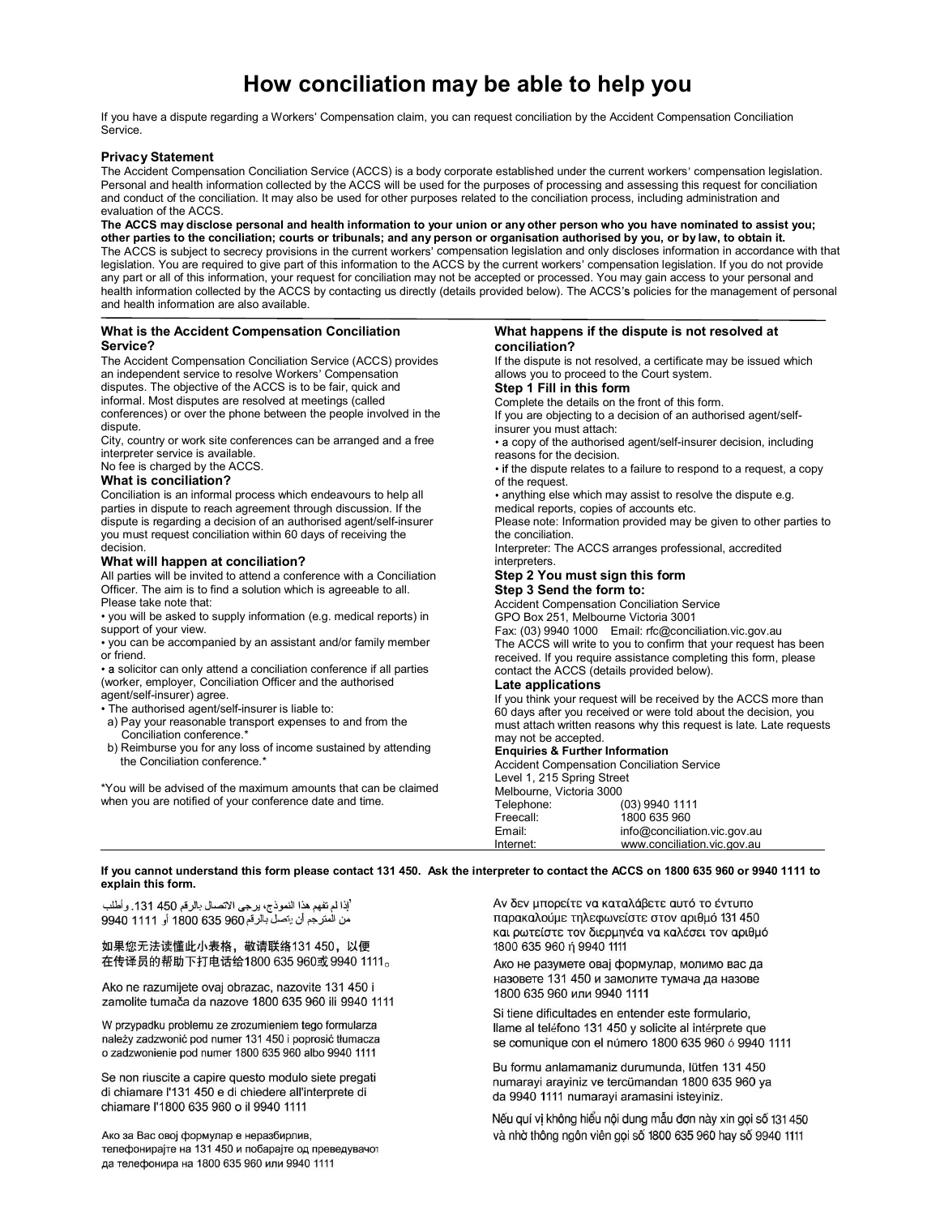# How conciliation may be able to help you

If you have a dispute regarding a Workers' Compensation claim, you can request conciliation by the Accident Compensation Conciliation Service.

**Privacy Statement**

The Accident Compensation Conciliation Service (ACCS) is a body corporate established under the current workers' compensation legislation. Personal and health information collected by the ACCS will be used for the purposes of processing and assessing this request for conciliation and conduct of the conciliation. It may also be used for other purposes related to the conciliation process, including administration and evaluation of the ACCS.

**The ACCS may disclose personal and health information to your union or any other person who you have nominated to assist you; other parties to the conciliation; courts or tribunals; and any person or organisation authorised by you, or by law, to obtain it.**

The ACCS is subject to secrecy provisions in the current workers' compensation legislation and only discloses information in accordance with that legislation. You are required to give part of this information to the ACCS by the current workers' compensation legislation. If you do not provide any part or all of this information, your request for conciliation may not be accepted or processed. You may gain access to your personal and health information collected by the ACCS by contacting us directly (details provided below). The ACCS's policies for the management of personal and health information are also available.

**What is the Accident Compensation Conciliation Service?**

The Accident Compensation Conciliation Service (ACCS) provides an independent service to resolve Workers' Compensation disputes. The objective of the ACCS is to be fair, quick and informal. Most disputes are resolved at meetings (called conferences) or over the phone between the people involved in the dispute.

City, country or work site conferences can be arranged and a free interpreter service is available.

No fee is charged by the ACCS.

**What is conciliation?**

Conciliation is an informal process which endeavours to help all parties in dispute to reach agreement through discussion. If the dispute is regarding a decision of an authorised agent/self-insurer you must request conciliation within 60 days of receiving the decision.

**What will happen at conciliation?**

All parties will be invited to attend a conference with a Conciliation Officer. The aim is to find a solution which is agreeable to all. Please take note that:

- you will be asked to supply information (e.g. medical reports) in support of your view.
- you can be accompanied by an assistant and/or family member or friend.
- a solicitor can only attend a conciliation conference if all parties (worker, employer, Conciliation Officer and the authorised agent/self-insurer) agree.
- The authorised agent/self-insurer is liable to:
  a) Pay your reasonable transport expenses to and from the Conciliation conference.*
  b) Reimburse you for any loss of income sustained by attending the Conciliation conference.*

*You will be advised of the maximum amounts that can be claimed when you are notified of your conference date and time.

**What happens if the dispute is not resolved at conciliation?**

If the dispute is not resolved, a certificate may be issued which allows you to proceed to the Court system.

**Step 1 Fill in this form**

Complete the details on the front of this form.

If you are objecting to a decision of an authorised agent/self-insurer you must attach:

- a copy of the authorised agent/self-insurer decision, including reasons for the decision.
- if the dispute relates to a failure to respond to a request, a copy of the request.
- anything else which may assist to resolve the dispute e.g. medical reports, copies of accounts etc.

Please note: Information provided may be given to other parties to the conciliation.

Interpreter: The ACCS arranges professional, accredited interpreters.

**Step 2 You must sign this form**

**Step 3 Send the form to:**

Accident Compensation Conciliation Service
GPO Box 251, Melbourne Victoria 3001
Fax: (03) 9940 1000 Email: rfc@conciliation.vic.gov.au

The ACCS will write to you to confirm that your request has been received. If you require assistance completing this form, please contact the ACCS (details provided below).

**Late applications**

If you think your request will be received by the ACCS more than 60 days after you received or were told about the decision, you must attach written reasons why this request is late. Late requests may not be accepted.

**Enquiries & Further Information**

Accident Compensation Conciliation Service
Level 1, 215 Spring Street
Melbourne, Victoria 3000

| | |
|---|---|
| Telephone: | (03) 9940 1111 |
| Freecall: | 1800 635 960 |
| Email: | info@conciliation.vic.gov.au |
| Internet: | www.conciliation.vic.gov.au |

**If you cannot understand this form please contact 131 450. Ask the interpreter to contact the ACCS on 1800 635 960 or 9940 1111 to explain this form.**

إذا لم تفهم هذا النموذج، يرجى الاتصال بالرقم 450 131. وأطلب من المترجم أن يتصل بالرقم 960 635 1800 أو 1111 9940

如果您无法读懂此小表格，敬请联络131 450，以便在传译员的帮助下打电话给1800 635 960或9940 1111。

Ako ne razumijete ovaj obrazac, nazovite 131 450 i zamolite tumača da nazove 1800 635 960 ili 9940 1111

W przypadku problemu ze zrozumieniem tego formularza należy zadzwonić pod numer 131 450 i poprosić tłumacza o zadzwonienie pod numer 1800 635 960 albo 9940 1111

Se non riuscite a capire questo modulo siete pregati di chiamare l'131 450 e di chiedere all'interprete di chiamare l'1800 635 960 o il 9940 1111

Ако за Вас овој формулар е неразбирлив, телефонирајте на 131 450 и побарајте од преведувачот да телефонира на 1800 635 960 или 9940 1111

Αν δεν μπορείτε να καταλάβετε αυτό το έντυπο παρακαλούμε τηλεφωνείστε στον αριθμό 131 450 και ρωτείστε τον διερμηνέα να καλέσει τον αριθμό 1800 635 960 ή 9940 1111

Ако не разумете овај формулар, молимо вас да назовете 131 450 и замолите тумача да назове 1800 635 960 или 9940 1111

Si tiene dificultades en entender este formulario, llame al teléfono 131 450 y solicite al intérprete que se comunique con el número 1800 635 960 ó 9940 1111

Bu formu anlamamaniz durumunda, lütfen 131 450 numarayi arayiniz ve tercümandan 1800 635 960 ya da 9940 1111 numarayi aramasini isteyiniz.

Nếu quí vị không hiểu nội dung mẫu đơn này xin gọi số 131 450 và nhờ thông ngôn viên gọi số 1800 635 960 hay số 9940 1111